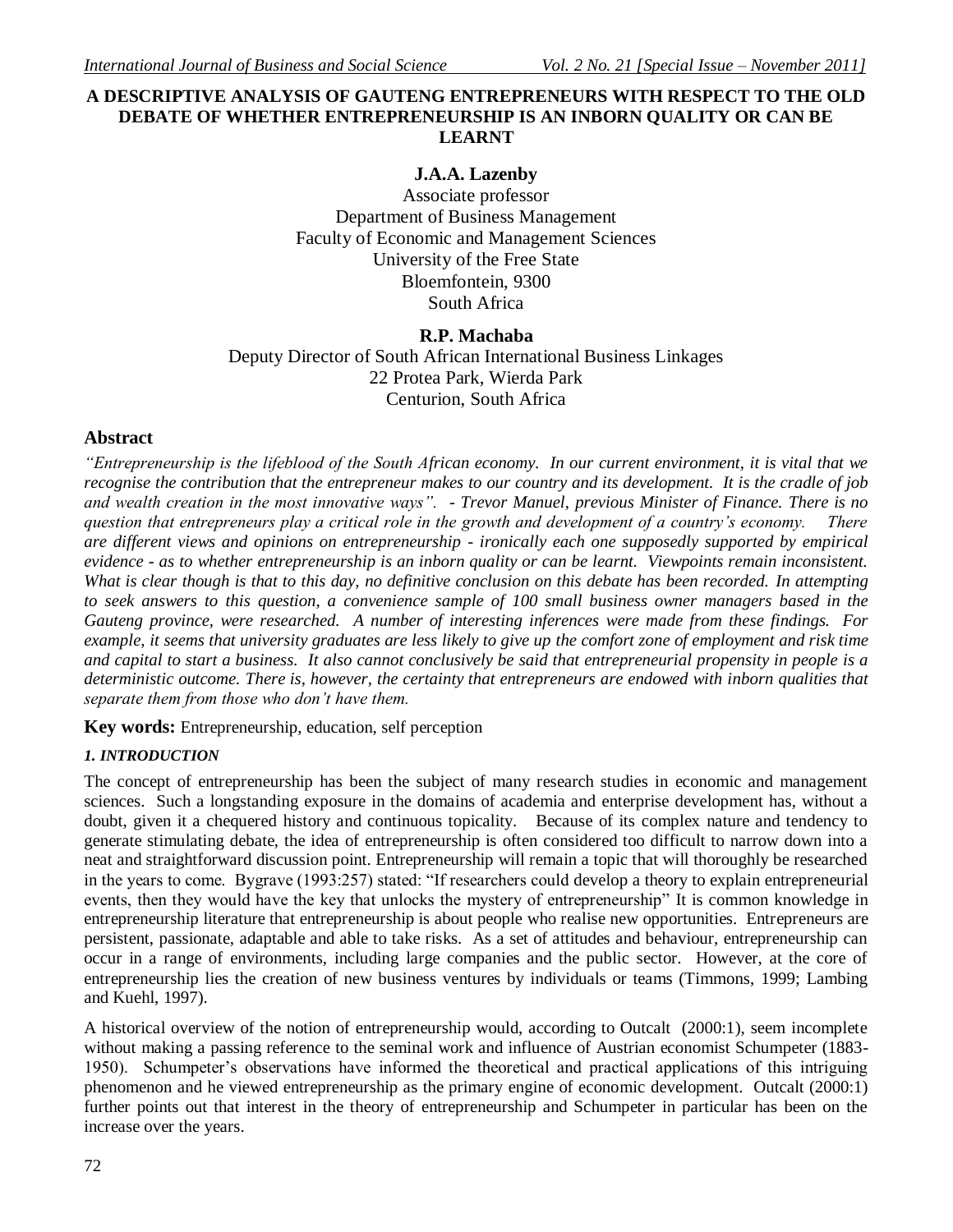# A DESCRIPTIVE ANALYSIS OF GAUTENG ENTREPRENEURS WITH RESPECT TO THE OLD DEBATE OF WHETHER ENTREPRENEURSHIP IS AN INBORN QUALITY OR CAN BE LEARNT

**J.A.A. Lazenby**
Associate professor
Department of Business Management
Faculty of Economic and Management Sciences
University of the Free State
Bloemfontein, 9300
South Africa

**R.P. Machaba**
Deputy Director of South African International Business Linkages
22 Protea Park, Wierda Park
Centurion, South Africa

## Abstract

*"Entrepreneurship is the lifeblood of the South African economy. In our current environment, it is vital that we recognise the contribution that the entrepreneur makes to our country and its development. It is the cradle of job and wealth creation in the most innovative ways". - Trevor Manuel, previous Minister of Finance. There is no question that entrepreneurs play a critical role in the growth and development of a country's economy. There are different views and opinions on entrepreneurship - ironically each one supposedly supported by empirical evidence - as to whether entrepreneurship is an inborn quality or can be learnt. Viewpoints remain inconsistent. What is clear though is that to this day, no definitive conclusion on this debate has been recorded. In attempting to seek answers to this question, a convenience sample of 100 small business owner managers based in the Gauteng province, were researched. A number of interesting inferences were made from these findings. For example, it seems that university graduates are less likely to give up the comfort zone of employment and risk time and capital to start a business. It also cannot conclusively be said that entrepreneurial propensity in people is a deterministic outcome. There is, however, the certainty that entrepreneurs are endowed with inborn qualities that separate them from those who don't have them.*

**Key words:** Entrepreneurship, education, self perception

### *1. INTRODUCTION*

The concept of entrepreneurship has been the subject of many research studies in economic and management sciences. Such a longstanding exposure in the domains of academia and enterprise development has, without a doubt, given it a chequered history and continuous topicality. Because of its complex nature and tendency to generate stimulating debate, the idea of entrepreneurship is often considered too difficult to narrow down into a neat and straightforward discussion point. Entrepreneurship will remain a topic that will thoroughly be researched in the years to come. Bygrave (1993:257) stated: "If researchers could develop a theory to explain entrepreneurial events, then they would have the key that unlocks the mystery of entrepreneurship" It is common knowledge in entrepreneurship literature that entrepreneurship is about people who realise new opportunities. Entrepreneurs are persistent, passionate, adaptable and able to take risks. As a set of attitudes and behaviour, entrepreneurship can occur in a range of environments, including large companies and the public sector. However, at the core of entrepreneurship lies the creation of new business ventures by individuals or teams (Timmons, 1999; Lambing and Kuehl, 1997).

A historical overview of the notion of entrepreneurship would, according to Outcalt (2000:1), seem incomplete without making a passing reference to the seminal work and influence of Austrian economist Schumpeter (1883-1950). Schumpeter's observations have informed the theoretical and practical applications of this intriguing phenomenon and he viewed entrepreneurship as the primary engine of economic development. Outcalt (2000:1) further points out that interest in the theory of entrepreneurship and Schumpeter in particular has been on the increase over the years.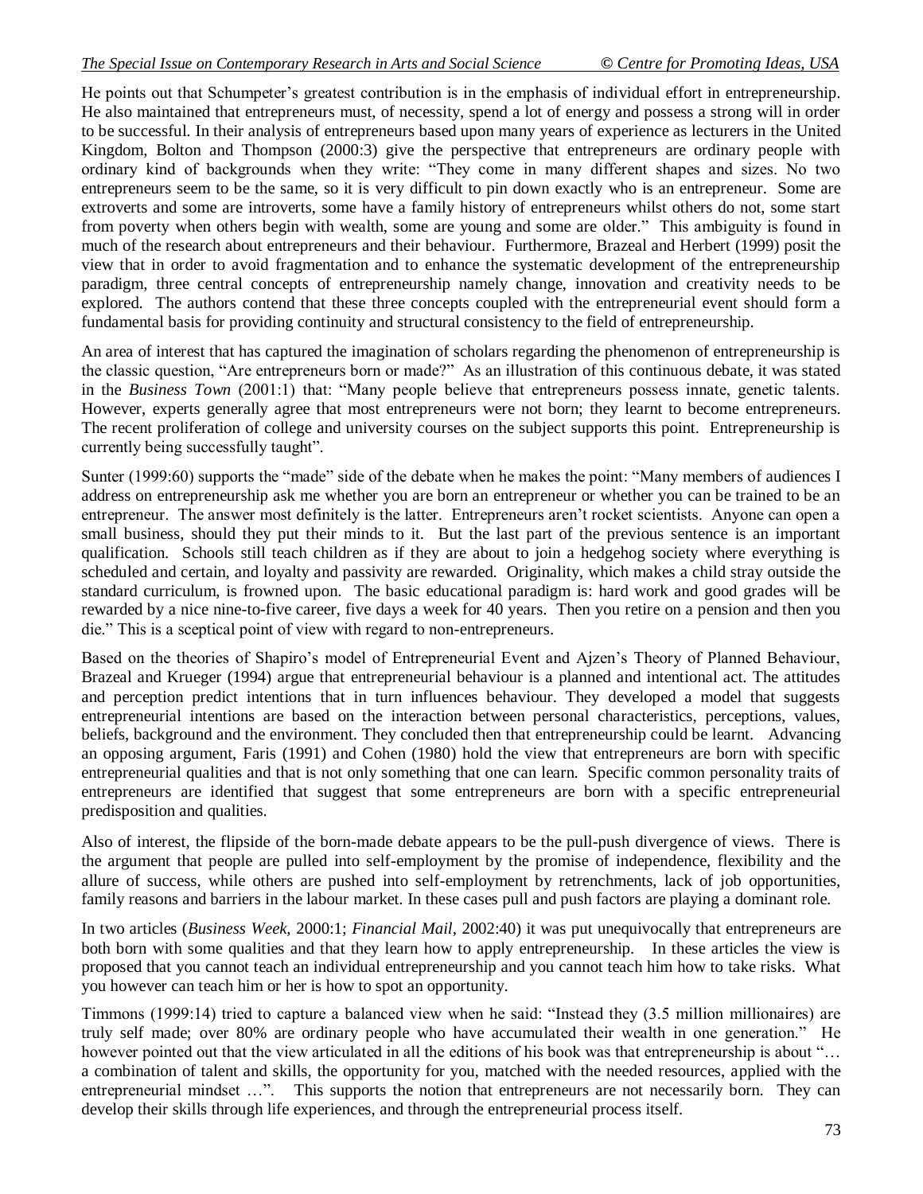He points out that Schumpeter's greatest contribution is in the emphasis of individual effort in entrepreneurship. He also maintained that entrepreneurs must, of necessity, spend a lot of energy and possess a strong will in order to be successful. In their analysis of entrepreneurs based upon many years of experience as lecturers in the United Kingdom, Bolton and Thompson (2000:3) give the perspective that entrepreneurs are ordinary people with ordinary kind of backgrounds when they write: "They come in many different shapes and sizes. No two entrepreneurs seem to be the same, so it is very difficult to pin down exactly who is an entrepreneur. Some are extroverts and some are introverts, some have a family history of entrepreneurs whilst others do not, some start from poverty when others begin with wealth, some are young and some are older." This ambiguity is found in much of the research about entrepreneurs and their behaviour. Furthermore, Brazeal and Herbert (1999) posit the view that in order to avoid fragmentation and to enhance the systematic development of the entrepreneurship paradigm, three central concepts of entrepreneurship namely change, innovation and creativity needs to be explored. The authors contend that these three concepts coupled with the entrepreneurial event should form a fundamental basis for providing continuity and structural consistency to the field of entrepreneurship.

An area of interest that has captured the imagination of scholars regarding the phenomenon of entrepreneurship is the classic question, "Are entrepreneurs born or made?" As an illustration of this continuous debate, it was stated in the *Business Town* (2001:1) that: "Many people believe that entrepreneurs possess innate, genetic talents. However, experts generally agree that most entrepreneurs were not born; they learnt to become entrepreneurs. The recent proliferation of college and university courses on the subject supports this point. Entrepreneurship is currently being successfully taught".

Sunter (1999:60) supports the "made" side of the debate when he makes the point: "Many members of audiences I address on entrepreneurship ask me whether you are born an entrepreneur or whether you can be trained to be an entrepreneur. The answer most definitely is the latter. Entrepreneurs aren't rocket scientists. Anyone can open a small business, should they put their minds to it. But the last part of the previous sentence is an important qualification. Schools still teach children as if they are about to join a hedgehog society where everything is scheduled and certain, and loyalty and passivity are rewarded. Originality, which makes a child stray outside the standard curriculum, is frowned upon. The basic educational paradigm is: hard work and good grades will be rewarded by a nice nine-to-five career, five days a week for 40 years. Then you retire on a pension and then you die." This is a sceptical point of view with regard to non-entrepreneurs.

Based on the theories of Shapiro's model of Entrepreneurial Event and Ajzen's Theory of Planned Behaviour, Brazeal and Krueger (1994) argue that entrepreneurial behaviour is a planned and intentional act. The attitudes and perception predict intentions that in turn influences behaviour. They developed a model that suggests entrepreneurial intentions are based on the interaction between personal characteristics, perceptions, values, beliefs, background and the environment. They concluded then that entrepreneurship could be learnt. Advancing an opposing argument, Faris (1991) and Cohen (1980) hold the view that entrepreneurs are born with specific entrepreneurial qualities and that is not only something that one can learn. Specific common personality traits of entrepreneurs are identified that suggest that some entrepreneurs are born with a specific entrepreneurial predisposition and qualities.

Also of interest, the flipside of the born-made debate appears to be the pull-push divergence of views. There is the argument that people are pulled into self-employment by the promise of independence, flexibility and the allure of success, while others are pushed into self-employment by retrenchments, lack of job opportunities, family reasons and barriers in the labour market. In these cases pull and push factors are playing a dominant role.

In two articles (*Business Week*, 2000:1; *Financial Mail*, 2002:40) it was put unequivocally that entrepreneurs are both born with some qualities and that they learn how to apply entrepreneurship. In these articles the view is proposed that you cannot teach an individual entrepreneurship and you cannot teach him how to take risks. What you however can teach him or her is how to spot an opportunity.

Timmons (1999:14) tried to capture a balanced view when he said: "Instead they (3.5 million millionaires) are truly self made; over 80% are ordinary people who have accumulated their wealth in one generation." He however pointed out that the view articulated in all the editions of his book was that entrepreneurship is about "… a combination of talent and skills, the opportunity for you, matched with the needed resources, applied with the entrepreneurial mindset …". This supports the notion that entrepreneurs are not necessarily born. They can develop their skills through life experiences, and through the entrepreneurial process itself.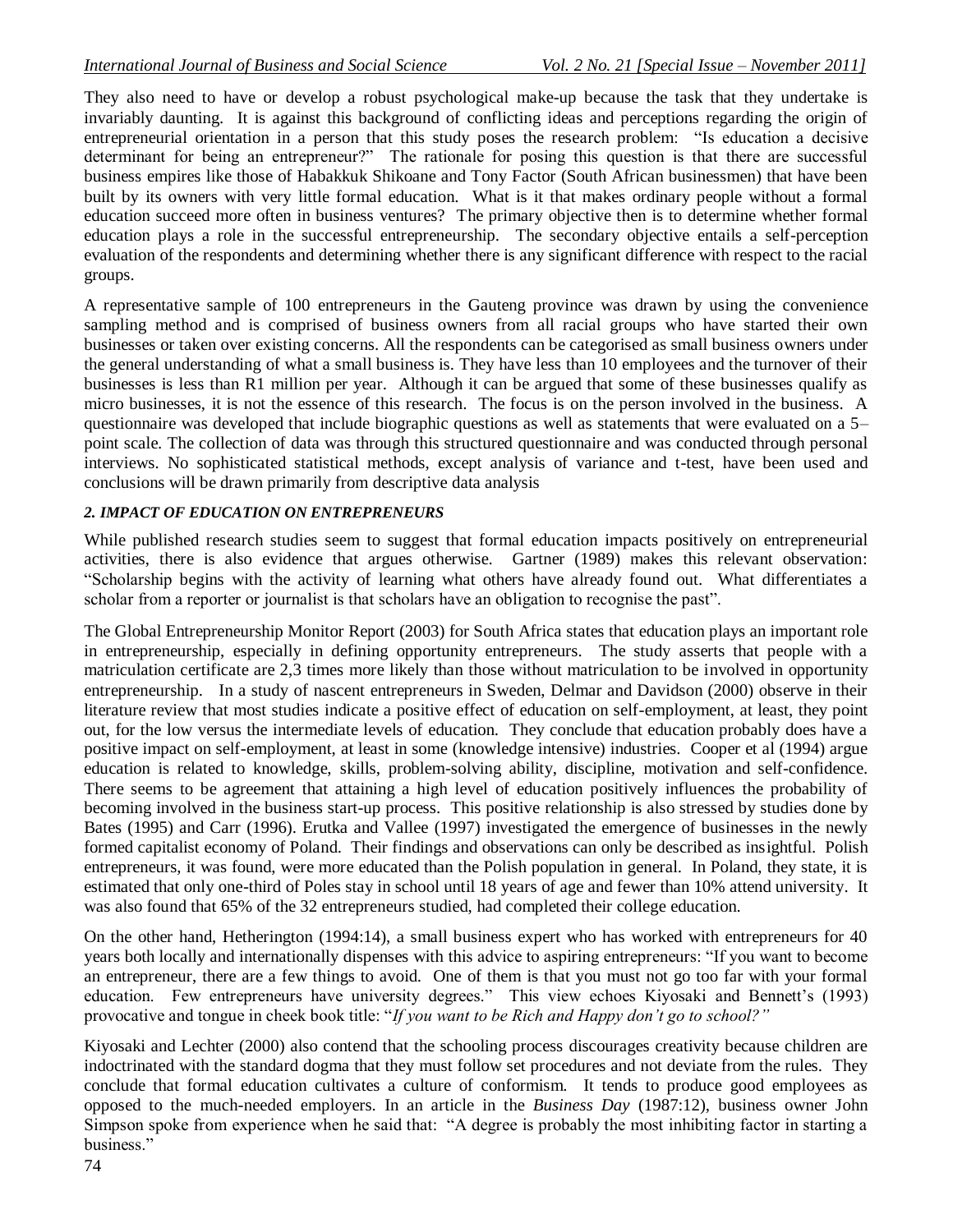They also need to have or develop a robust psychological make-up because the task that they undertake is invariably daunting. It is against this background of conflicting ideas and perceptions regarding the origin of entrepreneurial orientation in a person that this study poses the research problem: "Is education a decisive determinant for being an entrepreneur?" The rationale for posing this question is that there are successful business empires like those of Habakkuk Shikoane and Tony Factor (South African businessmen) that have been built by its owners with very little formal education. What is it that makes ordinary people without a formal education succeed more often in business ventures? The primary objective then is to determine whether formal education plays a role in the successful entrepreneurship. The secondary objective entails a self-perception evaluation of the respondents and determining whether there is any significant difference with respect to the racial groups.

A representative sample of 100 entrepreneurs in the Gauteng province was drawn by using the convenience sampling method and is comprised of business owners from all racial groups who have started their own businesses or taken over existing concerns. All the respondents can be categorised as small business owners under the general understanding of what a small business is. They have less than 10 employees and the turnover of their businesses is less than R1 million per year. Although it can be argued that some of these businesses qualify as micro businesses, it is not the essence of this research. The focus is on the person involved in the business. A questionnaire was developed that include biographic questions as well as statements that were evaluated on a 5–point scale. The collection of data was through this structured questionnaire and was conducted through personal interviews. No sophisticated statistical methods, except analysis of variance and t-test, have been used and conclusions will be drawn primarily from descriptive data analysis

### *2. IMPACT OF EDUCATION ON ENTREPRENEURS*

While published research studies seem to suggest that formal education impacts positively on entrepreneurial activities, there is also evidence that argues otherwise. Gartner (1989) makes this relevant observation: "Scholarship begins with the activity of learning what others have already found out. What differentiates a scholar from a reporter or journalist is that scholars have an obligation to recognise the past".

The Global Entrepreneurship Monitor Report (2003) for South Africa states that education plays an important role in entrepreneurship, especially in defining opportunity entrepreneurs. The study asserts that people with a matriculation certificate are 2,3 times more likely than those without matriculation to be involved in opportunity entrepreneurship. In a study of nascent entrepreneurs in Sweden, Delmar and Davidson (2000) observe in their literature review that most studies indicate a positive effect of education on self-employment, at least, they point out, for the low versus the intermediate levels of education. They conclude that education probably does have a positive impact on self-employment, at least in some (knowledge intensive) industries. Cooper et al (1994) argue education is related to knowledge, skills, problem-solving ability, discipline, motivation and self-confidence. There seems to be agreement that attaining a high level of education positively influences the probability of becoming involved in the business start-up process. This positive relationship is also stressed by studies done by Bates (1995) and Carr (1996). Erutka and Vallee (1997) investigated the emergence of businesses in the newly formed capitalist economy of Poland. Their findings and observations can only be described as insightful. Polish entrepreneurs, it was found, were more educated than the Polish population in general. In Poland, they state, it is estimated that only one-third of Poles stay in school until 18 years of age and fewer than 10% attend university. It was also found that 65% of the 32 entrepreneurs studied, had completed their college education.

On the other hand, Hetherington (1994:14), a small business expert who has worked with entrepreneurs for 40 years both locally and internationally dispenses with this advice to aspiring entrepreneurs: "If you want to become an entrepreneur, there are a few things to avoid. One of them is that you must not go too far with your formal education. Few entrepreneurs have university degrees." This view echoes Kiyosaki and Bennett's (1993) provocative and tongue in cheek book title: "*If you want to be Rich and Happy don't go to school?"*

Kiyosaki and Lechter (2000) also contend that the schooling process discourages creativity because children are indoctrinated with the standard dogma that they must follow set procedures and not deviate from the rules. They conclude that formal education cultivates a culture of conformism. It tends to produce good employees as opposed to the much-needed employers. In an article in the *Business Day* (1987:12), business owner John Simpson spoke from experience when he said that: "A degree is probably the most inhibiting factor in starting a business."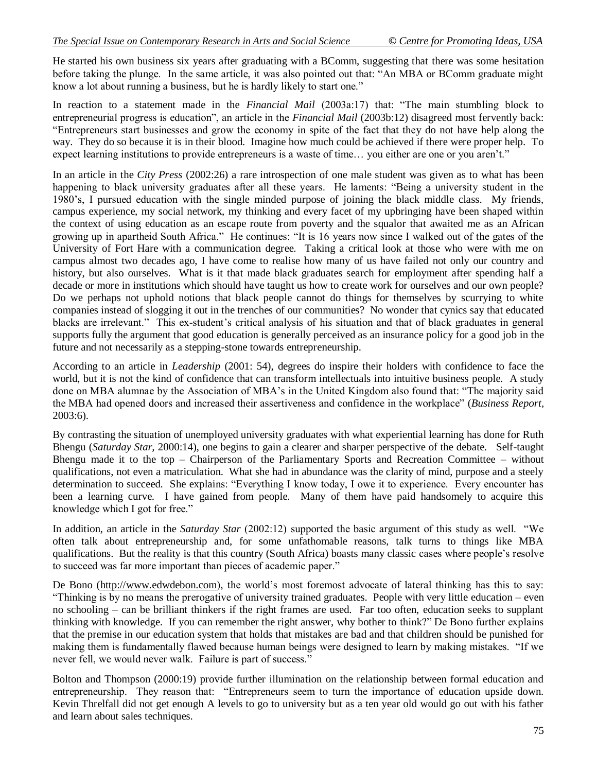He started his own business six years after graduating with a BComm, suggesting that there was some hesitation before taking the plunge. In the same article, it was also pointed out that: "An MBA or BComm graduate might know a lot about running a business, but he is hardly likely to start one."

In reaction to a statement made in the *Financial Mail* (2003a:17) that: "The main stumbling block to entrepreneurial progress is education", an article in the *Financial Mail* (2003b:12) disagreed most fervently back: "Entrepreneurs start businesses and grow the economy in spite of the fact that they do not have help along the way. They do so because it is in their blood. Imagine how much could be achieved if there were proper help. To expect learning institutions to provide entrepreneurs is a waste of time… you either are one or you aren't."

In an article in the *City Press* (2002:26) a rare introspection of one male student was given as to what has been happening to black university graduates after all these years. He laments: "Being a university student in the 1980's, I pursued education with the single minded purpose of joining the black middle class. My friends, campus experience, my social network, my thinking and every facet of my upbringing have been shaped within the context of using education as an escape route from poverty and the squalor that awaited me as an African growing up in apartheid South Africa." He continues: "It is 16 years now since I walked out of the gates of the University of Fort Hare with a communication degree. Taking a critical look at those who were with me on campus almost two decades ago, I have come to realise how many of us have failed not only our country and history, but also ourselves. What is it that made black graduates search for employment after spending half a decade or more in institutions which should have taught us how to create work for ourselves and our own people? Do we perhaps not uphold notions that black people cannot do things for themselves by scurrying to white companies instead of slogging it out in the trenches of our communities? No wonder that cynics say that educated blacks are irrelevant." This ex-student's critical analysis of his situation and that of black graduates in general supports fully the argument that good education is generally perceived as an insurance policy for a good job in the future and not necessarily as a stepping-stone towards entrepreneurship.

According to an article in *Leadership* (2001: 54), degrees do inspire their holders with confidence to face the world, but it is not the kind of confidence that can transform intellectuals into intuitive business people. A study done on MBA alumnae by the Association of MBA's in the United Kingdom also found that: "The majority said the MBA had opened doors and increased their assertiveness and confidence in the workplace" (*Business Report,* 2003:6).

By contrasting the situation of unemployed university graduates with what experiential learning has done for Ruth Bhengu (*Saturday Star,* 2000:14), one begins to gain a clearer and sharper perspective of the debate. Self-taught Bhengu made it to the top – Chairperson of the Parliamentary Sports and Recreation Committee – without qualifications, not even a matriculation. What she had in abundance was the clarity of mind, purpose and a steely determination to succeed. She explains: "Everything I know today, I owe it to experience. Every encounter has been a learning curve. I have gained from people. Many of them have paid handsomely to acquire this knowledge which I got for free."

In addition, an article in the *Saturday Star* (2002:12) supported the basic argument of this study as well. "We often talk about entrepreneurship and, for some unfathomable reasons, talk turns to things like MBA qualifications. But the reality is that this country (South Africa) boasts many classic cases where people's resolve to succeed was far more important than pieces of academic paper."

De Bono (http://www.edwdebon.com), the world's most foremost advocate of lateral thinking has this to say: "Thinking is by no means the prerogative of university trained graduates. People with very little education – even no schooling – can be brilliant thinkers if the right frames are used. Far too often, education seeks to supplant thinking with knowledge. If you can remember the right answer, why bother to think?" De Bono further explains that the premise in our education system that holds that mistakes are bad and that children should be punished for making them is fundamentally flawed because human beings were designed to learn by making mistakes. "If we never fell, we would never walk. Failure is part of success."

Bolton and Thompson (2000:19) provide further illumination on the relationship between formal education and entrepreneurship. They reason that: "Entrepreneurs seem to turn the importance of education upside down. Kevin Threlfall did not get enough A levels to go to university but as a ten year old would go out with his father and learn about sales techniques.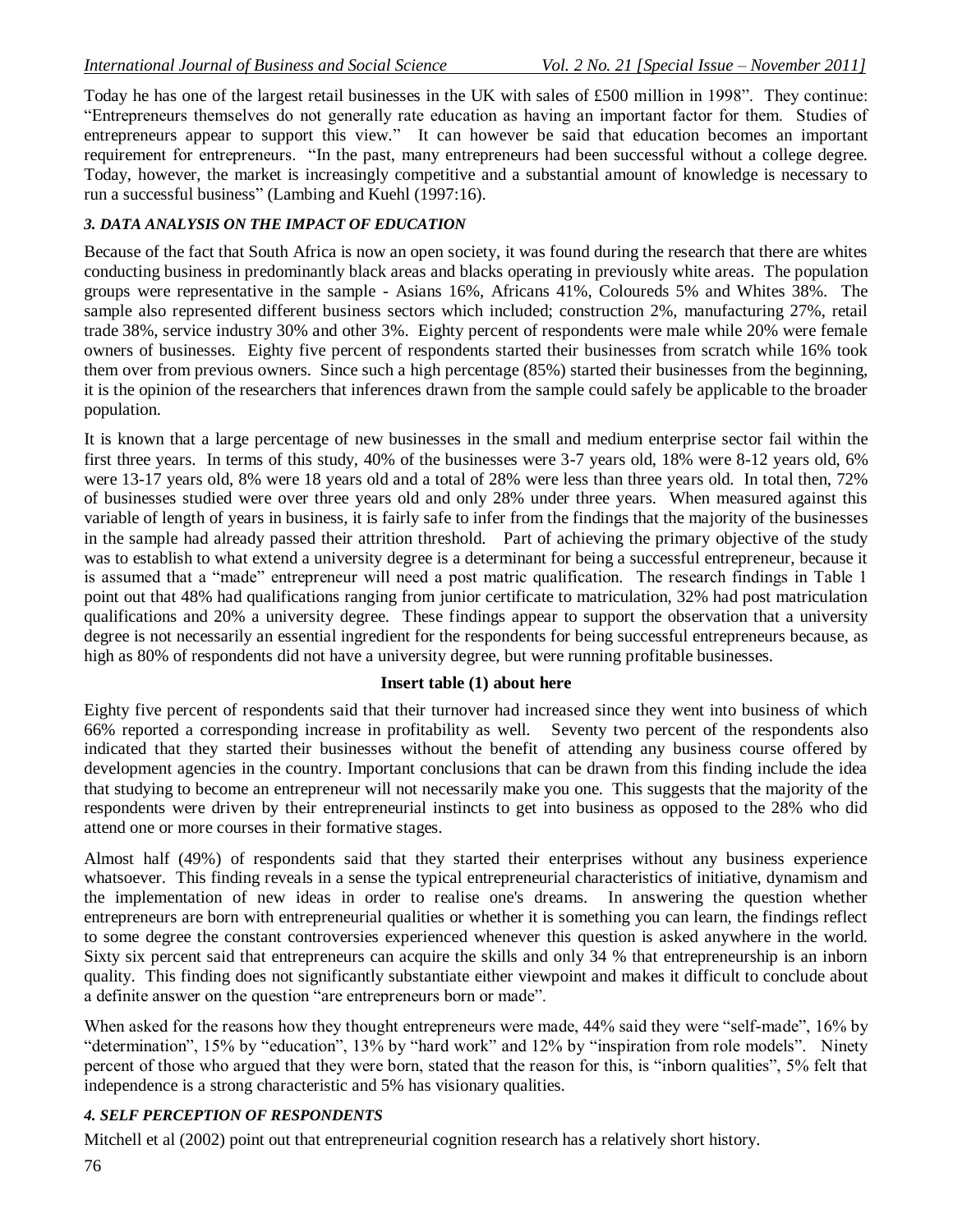Today he has one of the largest retail businesses in the UK with sales of £500 million in 1998". They continue: "Entrepreneurs themselves do not generally rate education as having an important factor for them. Studies of entrepreneurs appear to support this view." It can however be said that education becomes an important requirement for entrepreneurs. "In the past, many entrepreneurs had been successful without a college degree. Today, however, the market is increasingly competitive and a substantial amount of knowledge is necessary to run a successful business" (Lambing and Kuehl (1997:16).

### *3. DATA ANALYSIS ON THE IMPACT OF EDUCATION*

Because of the fact that South Africa is now an open society, it was found during the research that there are whites conducting business in predominantly black areas and blacks operating in previously white areas. The population groups were representative in the sample - Asians 16%, Africans 41%, Coloureds 5% and Whites 38%. The sample also represented different business sectors which included; construction 2%, manufacturing 27%, retail trade 38%, service industry 30% and other 3%. Eighty percent of respondents were male while 20% were female owners of businesses. Eighty five percent of respondents started their businesses from scratch while 16% took them over from previous owners. Since such a high percentage (85%) started their businesses from the beginning, it is the opinion of the researchers that inferences drawn from the sample could safely be applicable to the broader population.

It is known that a large percentage of new businesses in the small and medium enterprise sector fail within the first three years. In terms of this study, 40% of the businesses were 3-7 years old, 18% were 8-12 years old, 6% were 13-17 years old, 8% were 18 years old and a total of 28% were less than three years old. In total then, 72% of businesses studied were over three years old and only 28% under three years. When measured against this variable of length of years in business, it is fairly safe to infer from the findings that the majority of the businesses in the sample had already passed their attrition threshold. Part of achieving the primary objective of the study was to establish to what extend a university degree is a determinant for being a successful entrepreneur, because it is assumed that a "made" entrepreneur will need a post matric qualification. The research findings in Table 1 point out that 48% had qualifications ranging from junior certificate to matriculation, 32% had post matriculation qualifications and 20% a university degree. These findings appear to support the observation that a university degree is not necessarily an essential ingredient for the respondents for being successful entrepreneurs because, as high as 80% of respondents did not have a university degree, but were running profitable businesses.

**Insert table (1) about here**

Eighty five percent of respondents said that their turnover had increased since they went into business of which 66% reported a corresponding increase in profitability as well. Seventy two percent of the respondents also indicated that they started their businesses without the benefit of attending any business course offered by development agencies in the country. Important conclusions that can be drawn from this finding include the idea that studying to become an entrepreneur will not necessarily make you one. This suggests that the majority of the respondents were driven by their entrepreneurial instincts to get into business as opposed to the 28% who did attend one or more courses in their formative stages.

Almost half (49%) of respondents said that they started their enterprises without any business experience whatsoever. This finding reveals in a sense the typical entrepreneurial characteristics of initiative, dynamism and the implementation of new ideas in order to realise one's dreams. In answering the question whether entrepreneurs are born with entrepreneurial qualities or whether it is something you can learn, the findings reflect to some degree the constant controversies experienced whenever this question is asked anywhere in the world. Sixty six percent said that entrepreneurs can acquire the skills and only 34 % that entrepreneurship is an inborn quality. This finding does not significantly substantiate either viewpoint and makes it difficult to conclude about a definite answer on the question "are entrepreneurs born or made".

When asked for the reasons how they thought entrepreneurs were made, 44% said they were "self-made", 16% by "determination", 15% by "education", 13% by "hard work" and 12% by "inspiration from role models". Ninety percent of those who argued that they were born, stated that the reason for this, is "inborn qualities", 5% felt that independence is a strong characteristic and 5% has visionary qualities.

### *4. SELF PERCEPTION OF RESPONDENTS*

Mitchell et al (2002) point out that entrepreneurial cognition research has a relatively short history.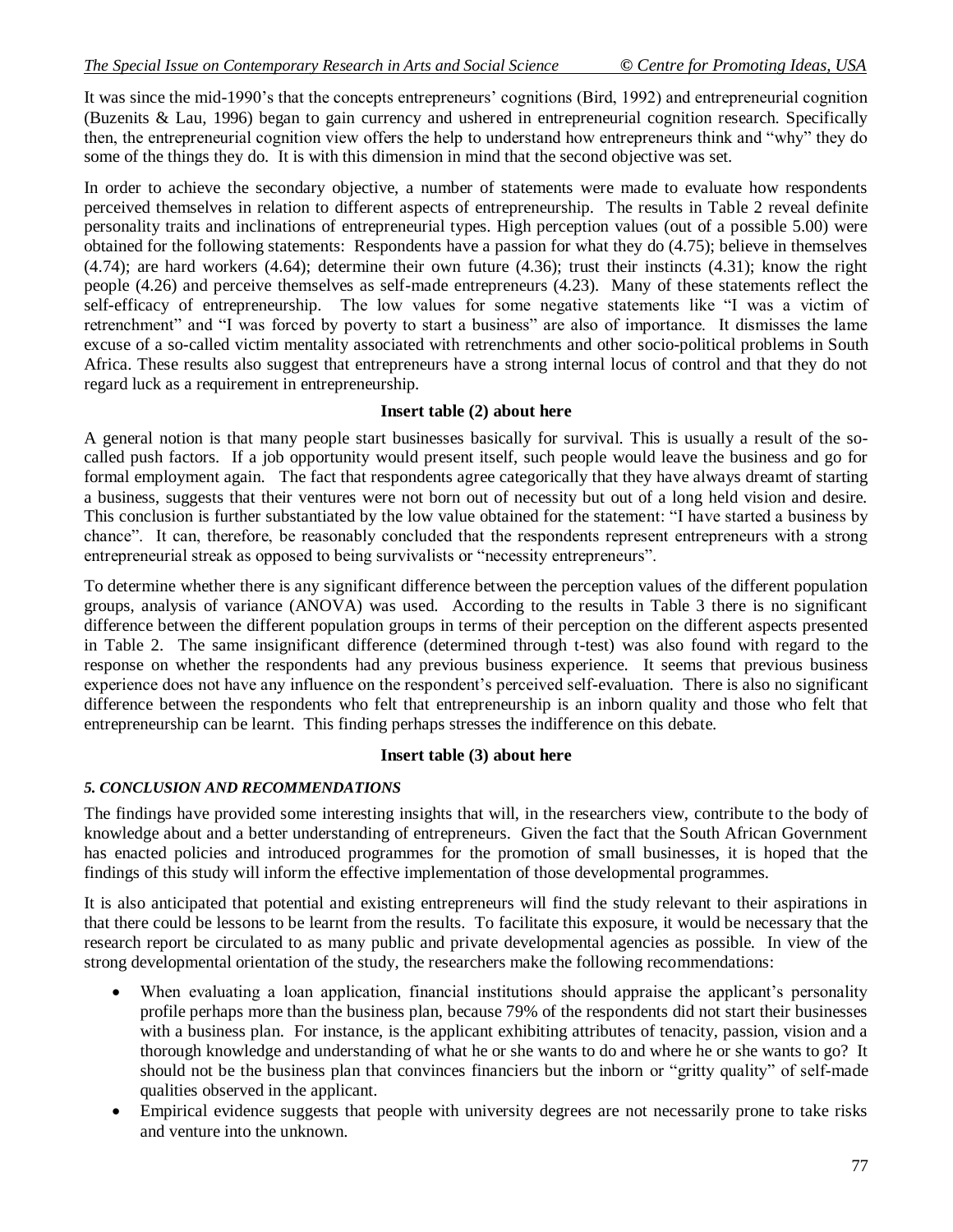It was since the mid-1990's that the concepts entrepreneurs' cognitions (Bird, 1992) and entrepreneurial cognition (Buzenits & Lau, 1996) began to gain currency and ushered in entrepreneurial cognition research. Specifically then, the entrepreneurial cognition view offers the help to understand how entrepreneurs think and "why" they do some of the things they do. It is with this dimension in mind that the second objective was set.

In order to achieve the secondary objective, a number of statements were made to evaluate how respondents perceived themselves in relation to different aspects of entrepreneurship. The results in Table 2 reveal definite personality traits and inclinations of entrepreneurial types. High perception values (out of a possible 5.00) were obtained for the following statements: Respondents have a passion for what they do (4.75); believe in themselves (4.74); are hard workers (4.64); determine their own future (4.36); trust their instincts (4.31); know the right people (4.26) and perceive themselves as self-made entrepreneurs (4.23). Many of these statements reflect the self-efficacy of entrepreneurship. The low values for some negative statements like "I was a victim of retrenchment" and "I was forced by poverty to start a business" are also of importance. It dismisses the lame excuse of a so-called victim mentality associated with retrenchments and other socio-political problems in South Africa. These results also suggest that entrepreneurs have a strong internal locus of control and that they do not regard luck as a requirement in entrepreneurship.

**Insert table (2) about here**

A general notion is that many people start businesses basically for survival. This is usually a result of the so-called push factors. If a job opportunity would present itself, such people would leave the business and go for formal employment again. The fact that respondents agree categorically that they have always dreamt of starting a business, suggests that their ventures were not born out of necessity but out of a long held vision and desire. This conclusion is further substantiated by the low value obtained for the statement: "I have started a business by chance". It can, therefore, be reasonably concluded that the respondents represent entrepreneurs with a strong entrepreneurial streak as opposed to being survivalists or "necessity entrepreneurs".

To determine whether there is any significant difference between the perception values of the different population groups, analysis of variance (ANOVA) was used. According to the results in Table 3 there is no significant difference between the different population groups in terms of their perception on the different aspects presented in Table 2. The same insignificant difference (determined through t-test) was also found with regard to the response on whether the respondents had any previous business experience. It seems that previous business experience does not have any influence on the respondent's perceived self-evaluation. There is also no significant difference between the respondents who felt that entrepreneurship is an inborn quality and those who felt that entrepreneurship can be learnt. This finding perhaps stresses the indifference on this debate.

**Insert table (3) about here**

## *5. CONCLUSION AND RECOMMENDATIONS*

The findings have provided some interesting insights that will, in the researchers view, contribute to the body of knowledge about and a better understanding of entrepreneurs. Given the fact that the South African Government has enacted policies and introduced programmes for the promotion of small businesses, it is hoped that the findings of this study will inform the effective implementation of those developmental programmes.

It is also anticipated that potential and existing entrepreneurs will find the study relevant to their aspirations in that there could be lessons to be learnt from the results. To facilitate this exposure, it would be necessary that the research report be circulated to as many public and private developmental agencies as possible. In view of the strong developmental orientation of the study, the researchers make the following recommendations:

- When evaluating a loan application, financial institutions should appraise the applicant's personality profile perhaps more than the business plan, because 79% of the respondents did not start their businesses with a business plan. For instance, is the applicant exhibiting attributes of tenacity, passion, vision and a thorough knowledge and understanding of what he or she wants to do and where he or she wants to go? It should not be the business plan that convinces financiers but the inborn or "gritty quality" of self-made qualities observed in the applicant.
- Empirical evidence suggests that people with university degrees are not necessarily prone to take risks and venture into the unknown.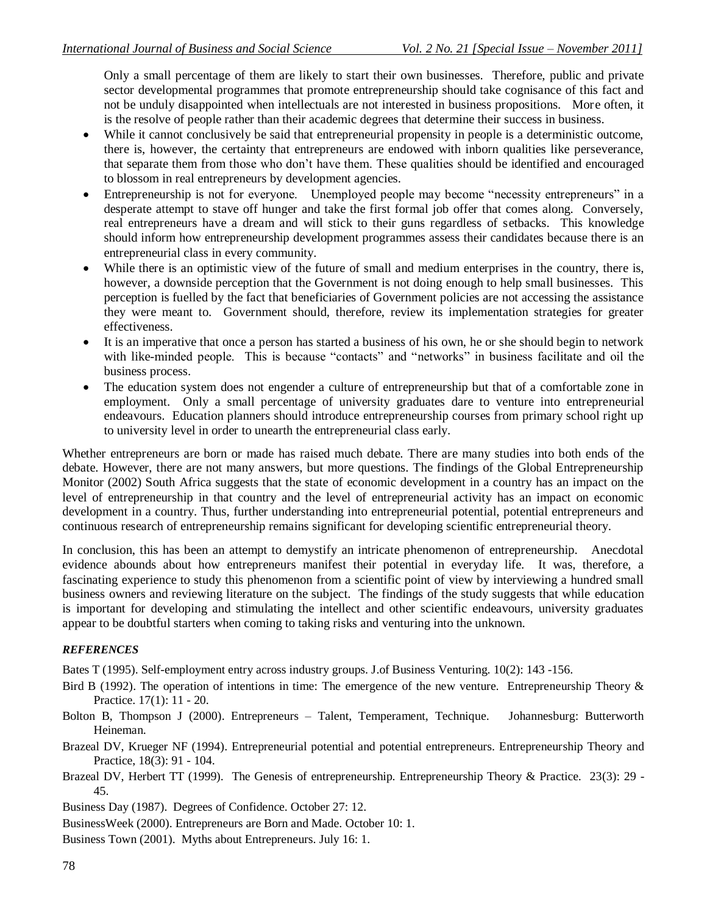Only a small percentage of them are likely to start their own businesses. Therefore, public and private sector developmental programmes that promote entrepreneurship should take cognisance of this fact and not be unduly disappointed when intellectuals are not interested in business propositions. More often, it is the resolve of people rather than their academic degrees that determine their success in business.

- While it cannot conclusively be said that entrepreneurial propensity in people is a deterministic outcome, there is, however, the certainty that entrepreneurs are endowed with inborn qualities like perseverance, that separate them from those who don't have them. These qualities should be identified and encouraged to blossom in real entrepreneurs by development agencies.
- Entrepreneurship is not for everyone. Unemployed people may become "necessity entrepreneurs" in a desperate attempt to stave off hunger and take the first formal job offer that comes along. Conversely, real entrepreneurs have a dream and will stick to their guns regardless of setbacks. This knowledge should inform how entrepreneurship development programmes assess their candidates because there is an entrepreneurial class in every community.
- While there is an optimistic view of the future of small and medium enterprises in the country, there is, however, a downside perception that the Government is not doing enough to help small businesses. This perception is fuelled by the fact that beneficiaries of Government policies are not accessing the assistance they were meant to. Government should, therefore, review its implementation strategies for greater effectiveness.
- It is an imperative that once a person has started a business of his own, he or she should begin to network with like-minded people. This is because "contacts" and "networks" in business facilitate and oil the business process.
- The education system does not engender a culture of entrepreneurship but that of a comfortable zone in employment. Only a small percentage of university graduates dare to venture into entrepreneurial endeavours. Education planners should introduce entrepreneurship courses from primary school right up to university level in order to unearth the entrepreneurial class early.

Whether entrepreneurs are born or made has raised much debate. There are many studies into both ends of the debate. However, there are not many answers, but more questions. The findings of the Global Entrepreneurship Monitor (2002) South Africa suggests that the state of economic development in a country has an impact on the level of entrepreneurship in that country and the level of entrepreneurial activity has an impact on economic development in a country. Thus, further understanding into entrepreneurial potential, potential entrepreneurs and continuous research of entrepreneurship remains significant for developing scientific entrepreneurial theory.

In conclusion, this has been an attempt to demystify an intricate phenomenon of entrepreneurship. Anecdotal evidence abounds about how entrepreneurs manifest their potential in everyday life. It was, therefore, a fascinating experience to study this phenomenon from a scientific point of view by interviewing a hundred small business owners and reviewing literature on the subject. The findings of the study suggests that while education is important for developing and stimulating the intellect and other scientific endeavours, university graduates appear to be doubtful starters when coming to taking risks and venturing into the unknown.

### *REFERENCES*

Bates T (1995). Self-employment entry across industry groups. J.of Business Venturing. 10(2): 143 -156.

Bird B (1992). The operation of intentions in time: The emergence of the new venture. Entrepreneurship Theory & Practice. 17(1): 11 - 20.

Bolton B, Thompson J (2000). Entrepreneurs – Talent, Temperament, Technique. Johannesburg: Butterworth Heineman.

Brazeal DV, Krueger NF (1994). Entrepreneurial potential and potential entrepreneurs. Entrepreneurship Theory and Practice, 18(3): 91 - 104.

Brazeal DV, Herbert TT (1999). The Genesis of entrepreneurship. Entrepreneurship Theory & Practice. 23(3): 29 - 45.

Business Day (1987). Degrees of Confidence. October 27: 12.

BusinessWeek (2000). Entrepreneurs are Born and Made. October 10: 1.

Business Town (2001). Myths about Entrepreneurs. July 16: 1.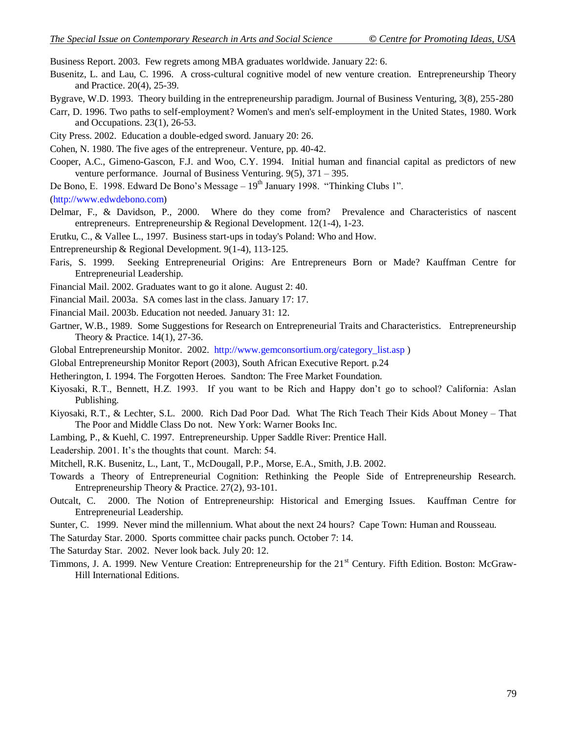Business Report. 2003. Few regrets among MBA graduates worldwide. January 22: 6.

Busenitz, L. and Lau, C. 1996. A cross-cultural cognitive model of new venture creation. Entrepreneurship Theory and Practice. 20(4), 25-39.

Bygrave, W.D. 1993. Theory building in the entrepreneurship paradigm. Journal of Business Venturing, 3(8), 255-280

Carr, D. 1996. Two paths to self-employment? Women's and men's self-employment in the United States, 1980. Work and Occupations. 23(1), 26-53.

City Press. 2002. Education a double-edged sword. January 20: 26.

Cohen, N. 1980. The five ages of the entrepreneur. Venture, pp. 40-42.

Cooper, A.C., Gimeno-Gascon, F.J. and Woo, C.Y. 1994. Initial human and financial capital as predictors of new venture performance. Journal of Business Venturing. 9(5), 371 – 395.

De Bono, E. 1998. Edward De Bono's Message – 19th January 1998. "Thinking Clubs 1".

(http://www.edwdebono.com)

Delmar, F., & Davidson, P., 2000. Where do they come from? Prevalence and Characteristics of nascent entrepreneurs. Entrepreneurship & Regional Development. 12(1-4), 1-23.

Erutku, C., & Vallee L., 1997. Business start-ups in today's Poland: Who and How.

Entrepreneurship & Regional Development. 9(1-4), 113-125.

Faris, S. 1999. Seeking Entrepreneurial Origins: Are Entrepreneurs Born or Made? Kauffman Centre for Entrepreneurial Leadership.

Financial Mail. 2002. Graduates want to go it alone. August 2: 40.

Financial Mail. 2003a. SA comes last in the class. January 17: 17.

Financial Mail. 2003b. Education not needed. January 31: 12.

Gartner, W.B., 1989. Some Suggestions for Research on Entrepreneurial Traits and Characteristics. Entrepreneurship Theory & Practice. 14(1), 27-36.

Global Entrepreneurship Monitor. 2002. http://www.gemconsortium.org/category_list.asp )

Global Entrepreneurship Monitor Report (2003), South African Executive Report. p.24

Hetherington, I. 1994. The Forgotten Heroes. Sandton: The Free Market Foundation.

Kiyosaki, R.T., Bennett, H.Z. 1993. If you want to be Rich and Happy don't go to school? California: Aslan Publishing.

Kiyosaki, R.T., & Lechter, S.L. 2000. Rich Dad Poor Dad. What The Rich Teach Their Kids About Money – That The Poor and Middle Class Do not. New York: Warner Books Inc.

Lambing, P., & Kuehl, C. 1997. Entrepreneurship. Upper Saddle River: Prentice Hall.

Leadership. 2001. It's the thoughts that count. March: 54.

Mitchell, R.K. Busenitz, L., Lant, T., McDougall, P.P., Morse, E.A., Smith, J.B. 2002.

Towards a Theory of Entrepreneurial Cognition: Rethinking the People Side of Entrepreneurship Research. Entrepreneurship Theory & Practice. 27(2), 93-101.

Outcalt, C. 2000. The Notion of Entrepreneurship: Historical and Emerging Issues. Kauffman Centre for Entrepreneurial Leadership.

Sunter, C. 1999. Never mind the millennium. What about the next 24 hours? Cape Town: Human and Rousseau.

The Saturday Star. 2000. Sports committee chair packs punch. October 7: 14.

The Saturday Star. 2002. Never look back. July 20: 12.

Timmons, J. A. 1999. New Venture Creation: Entrepreneurship for the 21st Century. Fifth Edition. Boston: McGraw-Hill International Editions.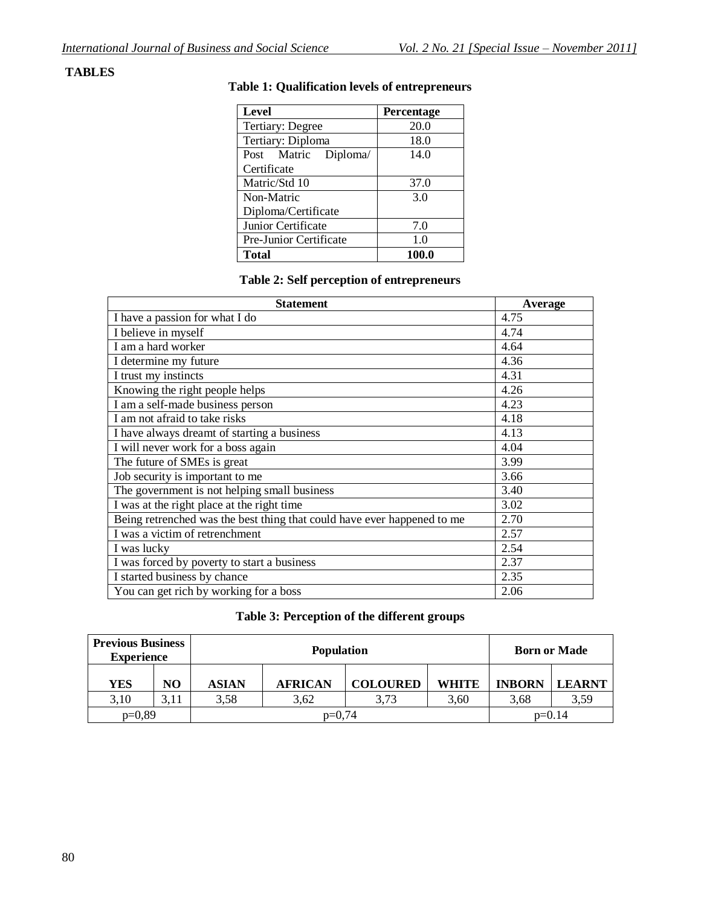## TABLES

**Table 1: Qualification levels of entrepreneurs**

| Level | Percentage |
|---|---|
| Tertiary: Degree | 20.0 |
| Tertiary: Diploma | 18.0 |
| Post Matric Diploma/ Certificate | 14.0 |
| Matric/Std 10 | 37.0 |
| Non-Matric Diploma/Certificate | 3.0 |
| Junior Certificate | 7.0 |
| Pre-Junior Certificate | 1.0 |
| **Total** | **100.0** |

**Table 2: Self perception of entrepreneurs**

| Statement | Average |
|---|---|
| I have a passion for what I do | 4.75 |
| I believe in myself | 4.74 |
| I am a hard worker | 4.64 |
| I determine my future | 4.36 |
| I trust my instincts | 4.31 |
| Knowing the right people helps | 4.26 |
| I am a self-made business person | 4.23 |
| I am not afraid to take risks | 4.18 |
| I have always dreamt of starting a business | 4.13 |
| I will never work for a boss again | 4.04 |
| The future of SMEs is great | 3.99 |
| Job security is important to me | 3.66 |
| The government is not helping small business | 3.40 |
| I was at the right place at the right time | 3.02 |
| Being retrenched was the best thing that could have ever happened to me | 2.70 |
| I was a victim of retrenchment | 2.57 |
| I was lucky | 2.54 |
| I was forced by poverty to start a business | 2.37 |
| I started business by chance | 2.35 |
| You can get rich by working for a boss | 2.06 |

**Table 3: Perception of the different groups**

| Previous Business Experience | | Population | | | | Born or Made | |
|---|---|---|---|---|---|---|---|
| YES | NO | ASIAN | AFRICAN | COLOURED | WHITE | INBORN | LEARNT |
| 3,10 | 3,11 | 3,58 | 3,62 | 3,73 | 3,60 | 3,68 | 3,59 |
| p=0,89 | | p=0,74 | | | | p=0.14 | |